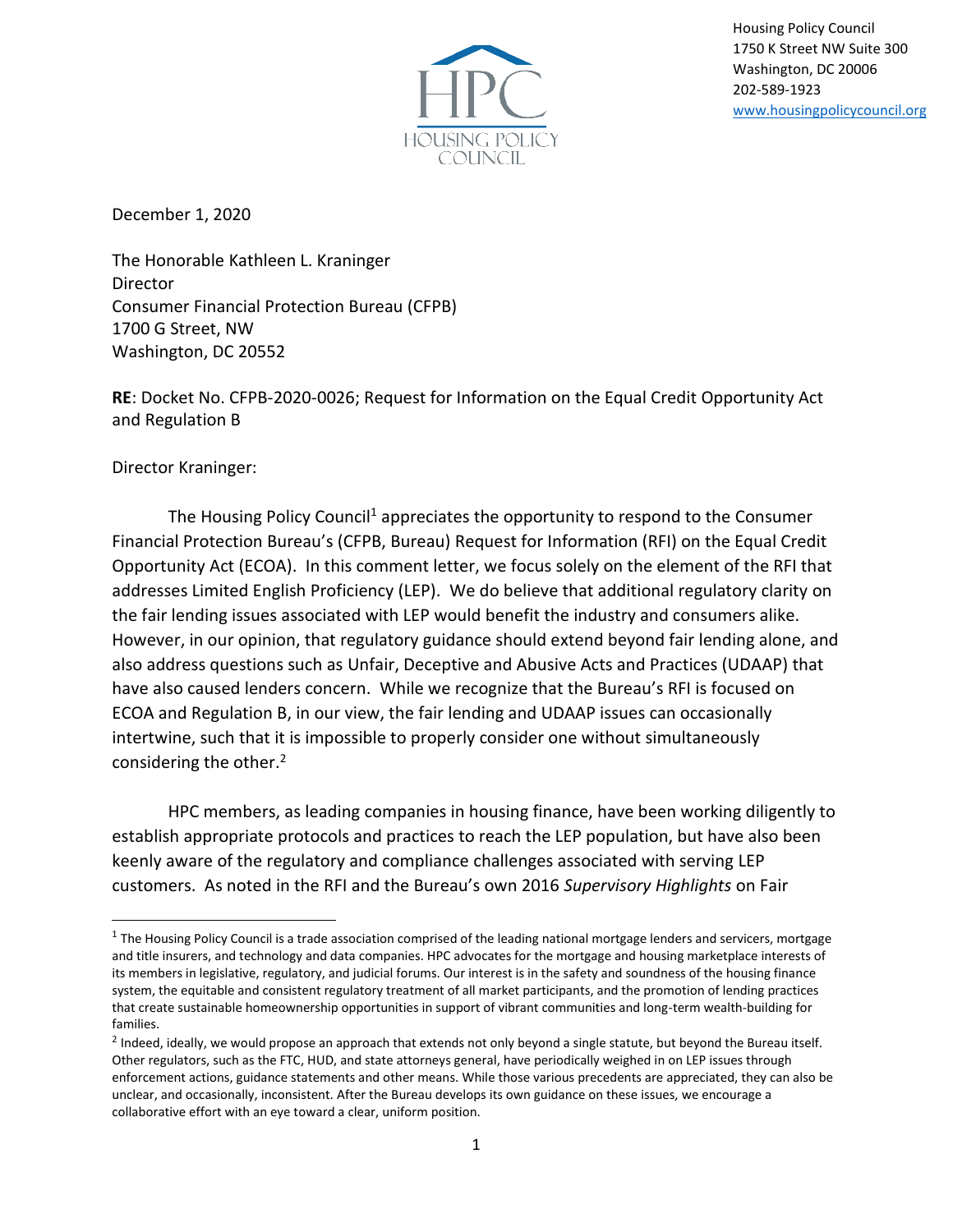Housing Policy Council
1750 K Street NW Suite 300
Washington, DC 20006
202-589-1923
www.housingpolicycouncil.org

December 1, 2020

The Honorable Kathleen L. Kraninger
Director
Consumer Financial Protection Bureau (CFPB)
1700 G Street, NW
Washington, DC 20552

**RE**: Docket No. CFPB-2020-0026; Request for Information on the Equal Credit Opportunity Act and Regulation B

Director Kraninger:

The Housing Policy Council[1] appreciates the opportunity to respond to the Consumer Financial Protection Bureau's (CFPB, Bureau) Request for Information (RFI) on the Equal Credit Opportunity Act (ECOA). In this comment letter, we focus solely on the element of the RFI that addresses Limited English Proficiency (LEP). We do believe that additional regulatory clarity on the fair lending issues associated with LEP would benefit the industry and consumers alike. However, in our opinion, that regulatory guidance should extend beyond fair lending alone, and also address questions such as Unfair, Deceptive and Abusive Acts and Practices (UDAAP) that have also caused lenders concern. While we recognize that the Bureau's RFI is focused on ECOA and Regulation B, in our view, the fair lending and UDAAP issues can occasionally intertwine, such that it is impossible to properly consider one without simultaneously considering the other.[2]

HPC members, as leading companies in housing finance, have been working diligently to establish appropriate protocols and practices to reach the LEP population, but have also been keenly aware of the regulatory and compliance challenges associated with serving LEP customers. As noted in the RFI and the Bureau's own 2016 *Supervisory Highlights* on Fair

---

[1] The Housing Policy Council is a trade association comprised of the leading national mortgage lenders and servicers, mortgage and title insurers, and technology and data companies. HPC advocates for the mortgage and housing marketplace interests of its members in legislative, regulatory, and judicial forums. Our interest is in the safety and soundness of the housing finance system, the equitable and consistent regulatory treatment of all market participants, and the promotion of lending practices that create sustainable homeownership opportunities in support of vibrant communities and long-term wealth-building for families.

[2] Indeed, ideally, we would propose an approach that extends not only beyond a single statute, but beyond the Bureau itself. Other regulators, such as the FTC, HUD, and state attorneys general, have periodically weighed in on LEP issues through enforcement actions, guidance statements and other means. While those various precedents are appreciated, they can also be unclear, and occasionally, inconsistent. After the Bureau develops its own guidance on these issues, we encourage a collaborative effort with an eye toward a clear, uniform position.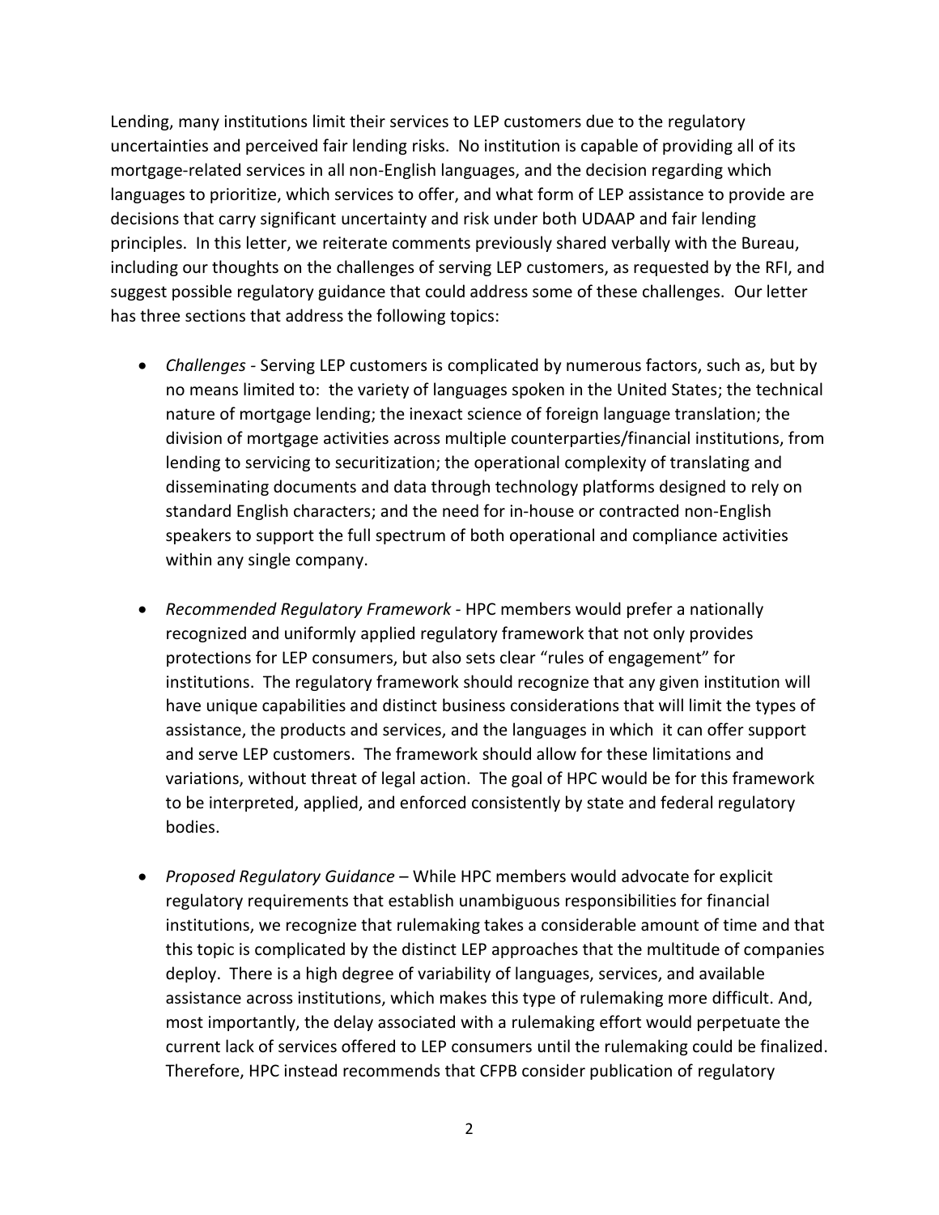Lending, many institutions limit their services to LEP customers due to the regulatory uncertainties and perceived fair lending risks. No institution is capable of providing all of its mortgage-related services in all non-English languages, and the decision regarding which languages to prioritize, which services to offer, and what form of LEP assistance to provide are decisions that carry significant uncertainty and risk under both UDAAP and fair lending principles. In this letter, we reiterate comments previously shared verbally with the Bureau, including our thoughts on the challenges of serving LEP customers, as requested by the RFI, and suggest possible regulatory guidance that could address some of these challenges. Our letter has three sections that address the following topics:

- *Challenges* - Serving LEP customers is complicated by numerous factors, such as, but by no means limited to: the variety of languages spoken in the United States; the technical nature of mortgage lending; the inexact science of foreign language translation; the division of mortgage activities across multiple counterparties/financial institutions, from lending to servicing to securitization; the operational complexity of translating and disseminating documents and data through technology platforms designed to rely on standard English characters; and the need for in-house or contracted non-English speakers to support the full spectrum of both operational and compliance activities within any single company.

- *Recommended Regulatory Framework* - HPC members would prefer a nationally recognized and uniformly applied regulatory framework that not only provides protections for LEP consumers, but also sets clear "rules of engagement" for institutions. The regulatory framework should recognize that any given institution will have unique capabilities and distinct business considerations that will limit the types of assistance, the products and services, and the languages in which it can offer support and serve LEP customers. The framework should allow for these limitations and variations, without threat of legal action. The goal of HPC would be for this framework to be interpreted, applied, and enforced consistently by state and federal regulatory bodies.

- *Proposed Regulatory Guidance* – While HPC members would advocate for explicit regulatory requirements that establish unambiguous responsibilities for financial institutions, we recognize that rulemaking takes a considerable amount of time and that this topic is complicated by the distinct LEP approaches that the multitude of companies deploy. There is a high degree of variability of languages, services, and available assistance across institutions, which makes this type of rulemaking more difficult. And, most importantly, the delay associated with a rulemaking effort would perpetuate the current lack of services offered to LEP consumers until the rulemaking could be finalized. Therefore, HPC instead recommends that CFPB consider publication of regulatory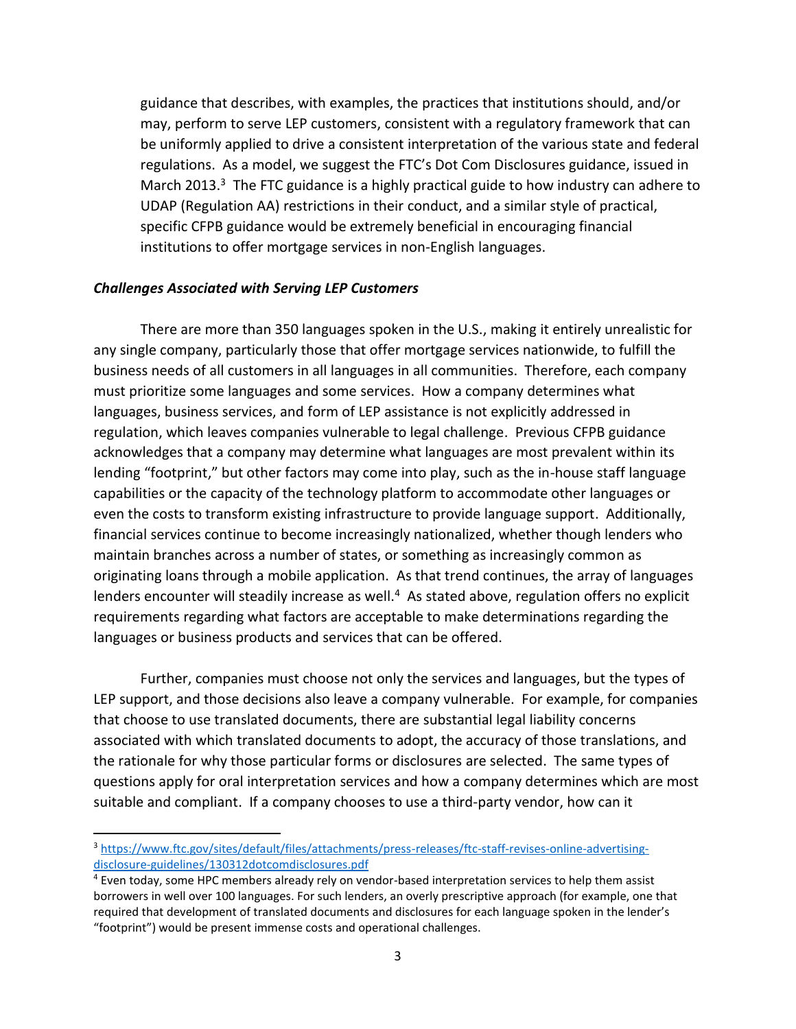guidance that describes, with examples, the practices that institutions should, and/or may, perform to serve LEP customers, consistent with a regulatory framework that can be uniformly applied to drive a consistent interpretation of the various state and federal regulations. As a model, we suggest the FTC's Dot Com Disclosures guidance, issued in March 2013.[3] The FTC guidance is a highly practical guide to how industry can adhere to UDAP (Regulation AA) restrictions in their conduct, and a similar style of practical, specific CFPB guidance would be extremely beneficial in encouraging financial institutions to offer mortgage services in non-English languages.

***Challenges Associated with Serving LEP Customers***

There are more than 350 languages spoken in the U.S., making it entirely unrealistic for any single company, particularly those that offer mortgage services nationwide, to fulfill the business needs of all customers in all languages in all communities. Therefore, each company must prioritize some languages and some services. How a company determines what languages, business services, and form of LEP assistance is not explicitly addressed in regulation, which leaves companies vulnerable to legal challenge. Previous CFPB guidance acknowledges that a company may determine what languages are most prevalent within its lending "footprint," but other factors may come into play, such as the in-house staff language capabilities or the capacity of the technology platform to accommodate other languages or even the costs to transform existing infrastructure to provide language support. Additionally, financial services continue to become increasingly nationalized, whether though lenders who maintain branches across a number of states, or something as increasingly common as originating loans through a mobile application. As that trend continues, the array of languages lenders encounter will steadily increase as well.[4] As stated above, regulation offers no explicit requirements regarding what factors are acceptable to make determinations regarding the languages or business products and services that can be offered.

Further, companies must choose not only the services and languages, but the types of LEP support, and those decisions also leave a company vulnerable. For example, for companies that choose to use translated documents, there are substantial legal liability concerns associated with which translated documents to adopt, the accuracy of those translations, and the rationale for why those particular forms or disclosures are selected. The same types of questions apply for oral interpretation services and how a company determines which are most suitable and compliant. If a company chooses to use a third-party vendor, how can it

---

[3] https://www.ftc.gov/sites/default/files/attachments/press-releases/ftc-staff-revises-online-advertising-disclosure-guidelines/130312dotcomdisclosures.pdf

[4] Even today, some HPC members already rely on vendor-based interpretation services to help them assist borrowers in well over 100 languages. For such lenders, an overly prescriptive approach (for example, one that required that development of translated documents and disclosures for each language spoken in the lender's "footprint") would be present immense costs and operational challenges.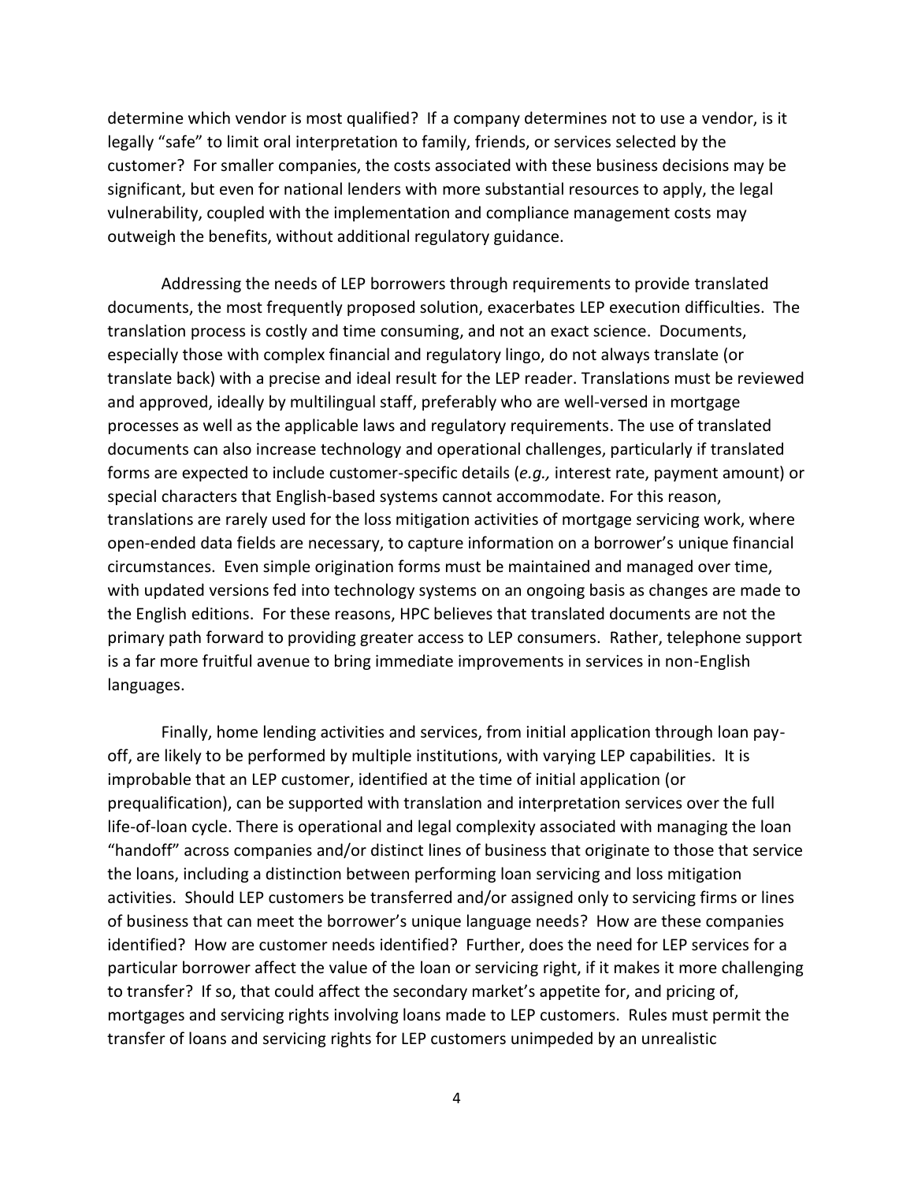determine which vendor is most qualified? If a company determines not to use a vendor, is it legally "safe" to limit oral interpretation to family, friends, or services selected by the customer? For smaller companies, the costs associated with these business decisions may be significant, but even for national lenders with more substantial resources to apply, the legal vulnerability, coupled with the implementation and compliance management costs may outweigh the benefits, without additional regulatory guidance.

Addressing the needs of LEP borrowers through requirements to provide translated documents, the most frequently proposed solution, exacerbates LEP execution difficulties. The translation process is costly and time consuming, and not an exact science. Documents, especially those with complex financial and regulatory lingo, do not always translate (or translate back) with a precise and ideal result for the LEP reader. Translations must be reviewed and approved, ideally by multilingual staff, preferably who are well-versed in mortgage processes as well as the applicable laws and regulatory requirements. The use of translated documents can also increase technology and operational challenges, particularly if translated forms are expected to include customer-specific details (*e.g.,* interest rate, payment amount) or special characters that English-based systems cannot accommodate. For this reason, translations are rarely used for the loss mitigation activities of mortgage servicing work, where open-ended data fields are necessary, to capture information on a borrower's unique financial circumstances. Even simple origination forms must be maintained and managed over time, with updated versions fed into technology systems on an ongoing basis as changes are made to the English editions. For these reasons, HPC believes that translated documents are not the primary path forward to providing greater access to LEP consumers. Rather, telephone support is a far more fruitful avenue to bring immediate improvements in services in non-English languages.

Finally, home lending activities and services, from initial application through loan pay-off, are likely to be performed by multiple institutions, with varying LEP capabilities. It is improbable that an LEP customer, identified at the time of initial application (or prequalification), can be supported with translation and interpretation services over the full life-of-loan cycle. There is operational and legal complexity associated with managing the loan "handoff" across companies and/or distinct lines of business that originate to those that service the loans, including a distinction between performing loan servicing and loss mitigation activities. Should LEP customers be transferred and/or assigned only to servicing firms or lines of business that can meet the borrower's unique language needs? How are these companies identified? How are customer needs identified? Further, does the need for LEP services for a particular borrower affect the value of the loan or servicing right, if it makes it more challenging to transfer? If so, that could affect the secondary market's appetite for, and pricing of, mortgages and servicing rights involving loans made to LEP customers. Rules must permit the transfer of loans and servicing rights for LEP customers unimpeded by an unrealistic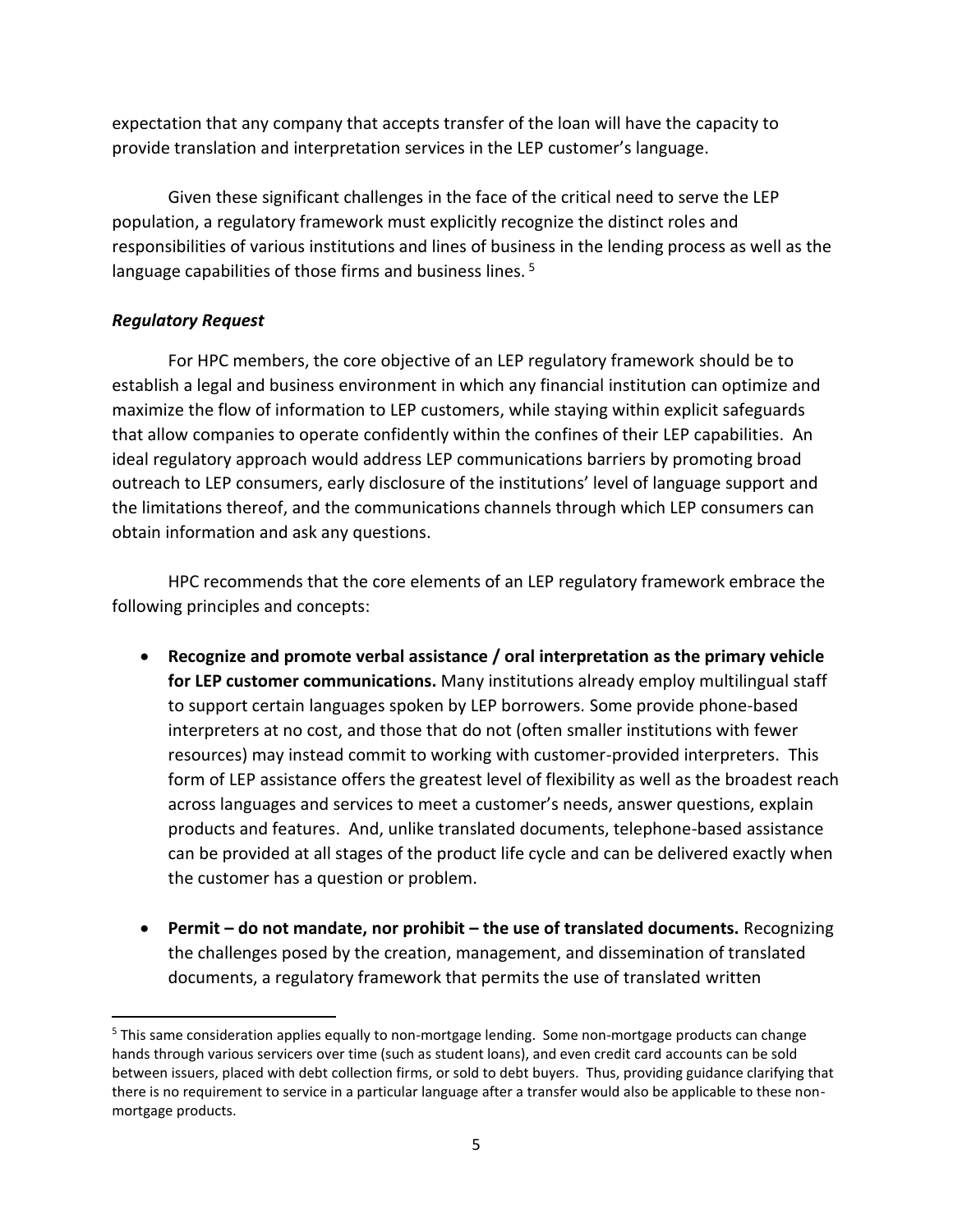expectation that any company that accepts transfer of the loan will have the capacity to provide translation and interpretation services in the LEP customer's language.

Given these significant challenges in the face of the critical need to serve the LEP population, a regulatory framework must explicitly recognize the distinct roles and responsibilities of various institutions and lines of business in the lending process as well as the language capabilities of those firms and business lines. [5]

### *Regulatory Request*

For HPC members, the core objective of an LEP regulatory framework should be to establish a legal and business environment in which any financial institution can optimize and maximize the flow of information to LEP customers, while staying within explicit safeguards that allow companies to operate confidently within the confines of their LEP capabilities. An ideal regulatory approach would address LEP communications barriers by promoting broad outreach to LEP consumers, early disclosure of the institutions' level of language support and the limitations thereof, and the communications channels through which LEP consumers can obtain information and ask any questions.

HPC recommends that the core elements of an LEP regulatory framework embrace the following principles and concepts:

- **Recognize and promote verbal assistance / oral interpretation as the primary vehicle for LEP customer communications.** Many institutions already employ multilingual staff to support certain languages spoken by LEP borrowers. Some provide phone-based interpreters at no cost, and those that do not (often smaller institutions with fewer resources) may instead commit to working with customer-provided interpreters. This form of LEP assistance offers the greatest level of flexibility as well as the broadest reach across languages and services to meet a customer's needs, answer questions, explain products and features. And, unlike translated documents, telephone-based assistance can be provided at all stages of the product life cycle and can be delivered exactly when the customer has a question or problem.

- **Permit – do not mandate, nor prohibit – the use of translated documents.** Recognizing the challenges posed by the creation, management, and dissemination of translated documents, a regulatory framework that permits the use of translated written

---

[5] This same consideration applies equally to non-mortgage lending. Some non-mortgage products can change hands through various servicers over time (such as student loans), and even credit card accounts can be sold between issuers, placed with debt collection firms, or sold to debt buyers. Thus, providing guidance clarifying that there is no requirement to service in a particular language after a transfer would also be applicable to these non-mortgage products.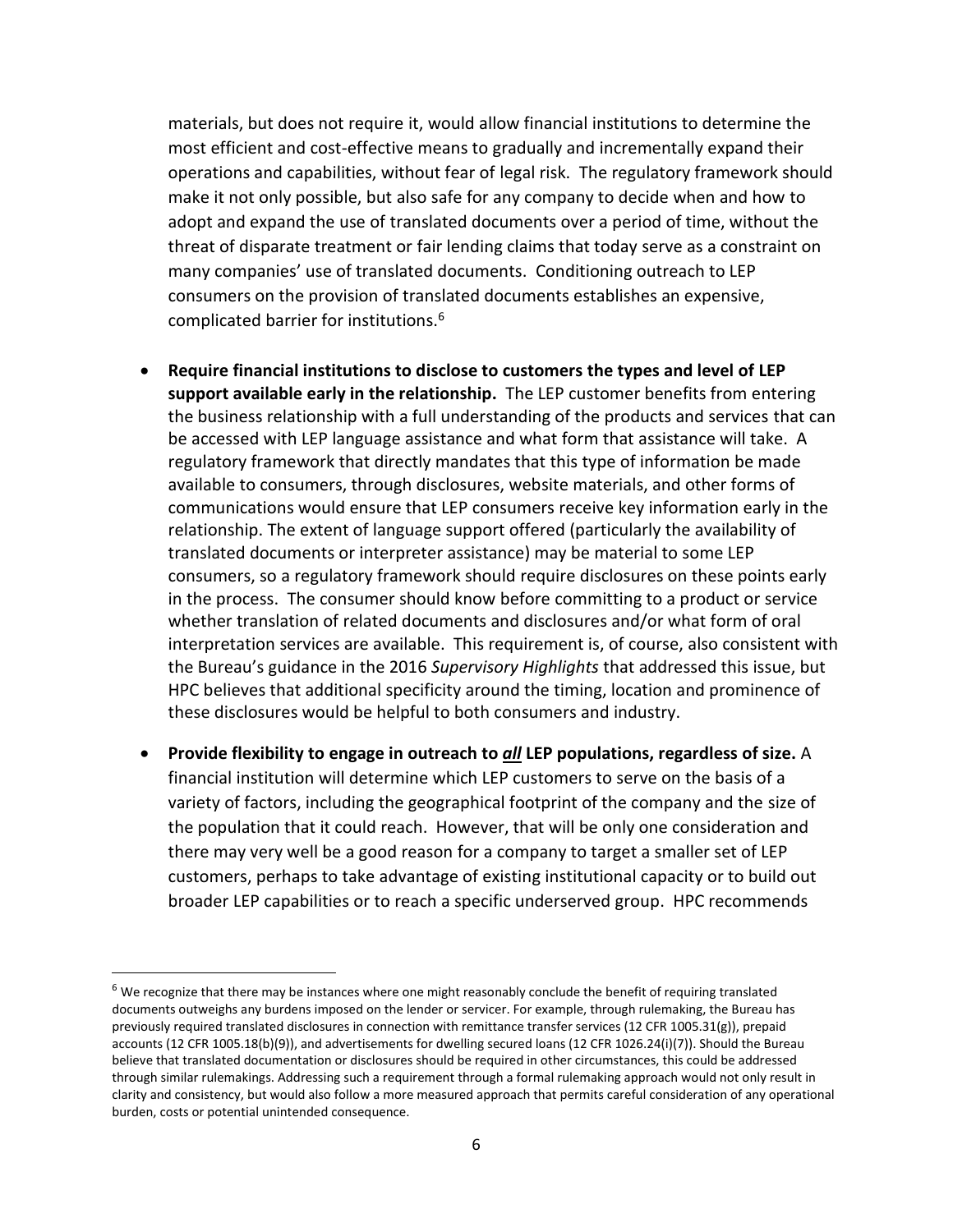materials, but does not require it, would allow financial institutions to determine the most efficient and cost-effective means to gradually and incrementally expand their operations and capabilities, without fear of legal risk. The regulatory framework should make it not only possible, but also safe for any company to decide when and how to adopt and expand the use of translated documents over a period of time, without the threat of disparate treatment or fair lending claims that today serve as a constraint on many companies' use of translated documents. Conditioning outreach to LEP consumers on the provision of translated documents establishes an expensive, complicated barrier for institutions.[6]

- **Require financial institutions to disclose to customers the types and level of LEP support available early in the relationship.** The LEP customer benefits from entering the business relationship with a full understanding of the products and services that can be accessed with LEP language assistance and what form that assistance will take. A regulatory framework that directly mandates that this type of information be made available to consumers, through disclosures, website materials, and other forms of communications would ensure that LEP consumers receive key information early in the relationship. The extent of language support offered (particularly the availability of translated documents or interpreter assistance) may be material to some LEP consumers, so a regulatory framework should require disclosures on these points early in the process. The consumer should know before committing to a product or service whether translation of related documents and disclosures and/or what form of oral interpretation services are available. This requirement is, of course, also consistent with the Bureau's guidance in the 2016 *Supervisory Highlights* that addressed this issue, but HPC believes that additional specificity around the timing, location and prominence of these disclosures would be helpful to both consumers and industry.

- **Provide flexibility to engage in outreach to _all_ LEP populations, regardless of size.** A financial institution will determine which LEP customers to serve on the basis of a variety of factors, including the geographical footprint of the company and the size of the population that it could reach. However, that will be only one consideration and there may very well be a good reason for a company to target a smaller set of LEP customers, perhaps to take advantage of existing institutional capacity or to build out broader LEP capabilities or to reach a specific underserved group. HPC recommends

---

[6] We recognize that there may be instances where one might reasonably conclude the benefit of requiring translated documents outweighs any burdens imposed on the lender or servicer. For example, through rulemaking, the Bureau has previously required translated disclosures in connection with remittance transfer services (12 CFR 1005.31(g)), prepaid accounts (12 CFR 1005.18(b)(9)), and advertisements for dwelling secured loans (12 CFR 1026.24(i)(7)). Should the Bureau believe that translated documentation or disclosures should be required in other circumstances, this could be addressed through similar rulemakings. Addressing such a requirement through a formal rulemaking approach would not only result in clarity and consistency, but would also follow a more measured approach that permits careful consideration of any operational burden, costs or potential unintended consequence.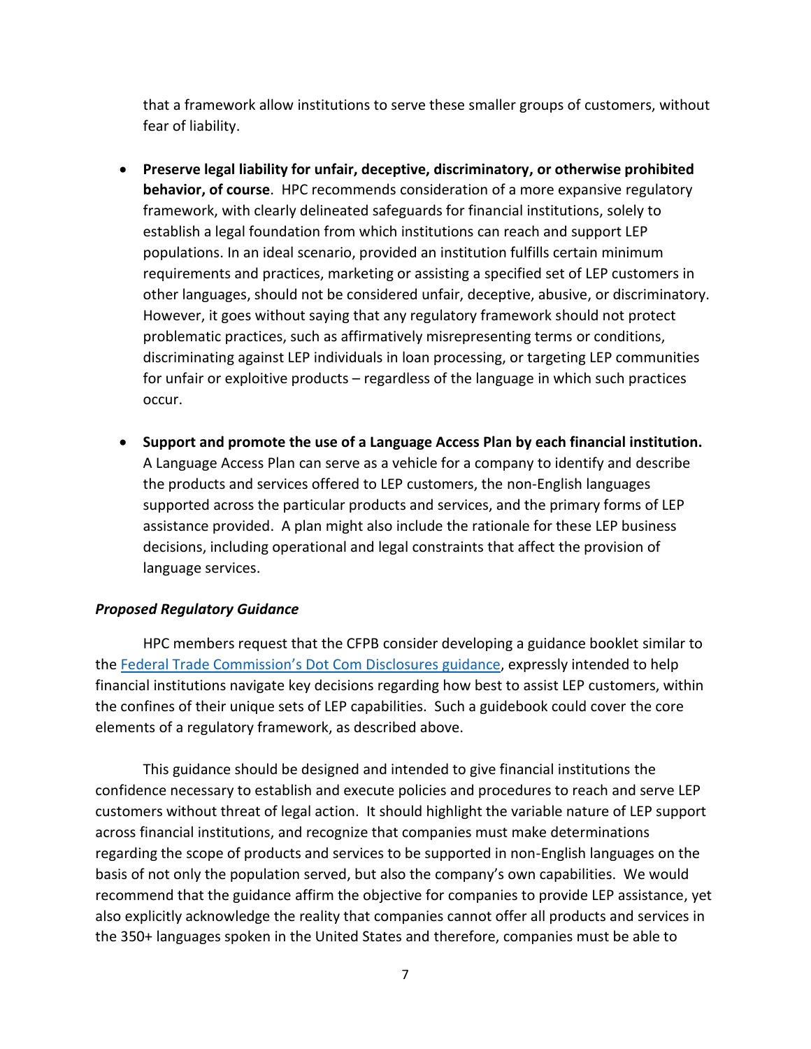that a framework allow institutions to serve these smaller groups of customers, without fear of liability.

- **Preserve legal liability for unfair, deceptive, discriminatory, or otherwise prohibited behavior, of course**. HPC recommends consideration of a more expansive regulatory framework, with clearly delineated safeguards for financial institutions, solely to establish a legal foundation from which institutions can reach and support LEP populations. In an ideal scenario, provided an institution fulfills certain minimum requirements and practices, marketing or assisting a specified set of LEP customers in other languages, should not be considered unfair, deceptive, abusive, or discriminatory. However, it goes without saying that any regulatory framework should not protect problematic practices, such as affirmatively misrepresenting terms or conditions, discriminating against LEP individuals in loan processing, or targeting LEP communities for unfair or exploitive products – regardless of the language in which such practices occur.

- **Support and promote the use of a Language Access Plan by each financial institution.** A Language Access Plan can serve as a vehicle for a company to identify and describe the products and services offered to LEP customers, the non-English languages supported across the particular products and services, and the primary forms of LEP assistance provided. A plan might also include the rationale for these LEP business decisions, including operational and legal constraints that affect the provision of language services.

***Proposed Regulatory Guidance***

HPC members request that the CFPB consider developing a guidance booklet similar to the [Federal Trade Commission's Dot Com Disclosures guidance](), expressly intended to help financial institutions navigate key decisions regarding how best to assist LEP customers, within the confines of their unique sets of LEP capabilities. Such a guidebook could cover the core elements of a regulatory framework, as described above.

This guidance should be designed and intended to give financial institutions the confidence necessary to establish and execute policies and procedures to reach and serve LEP customers without threat of legal action. It should highlight the variable nature of LEP support across financial institutions, and recognize that companies must make determinations regarding the scope of products and services to be supported in non-English languages on the basis of not only the population served, but also the company's own capabilities. We would recommend that the guidance affirm the objective for companies to provide LEP assistance, yet also explicitly acknowledge the reality that companies cannot offer all products and services in the 350+ languages spoken in the United States and therefore, companies must be able to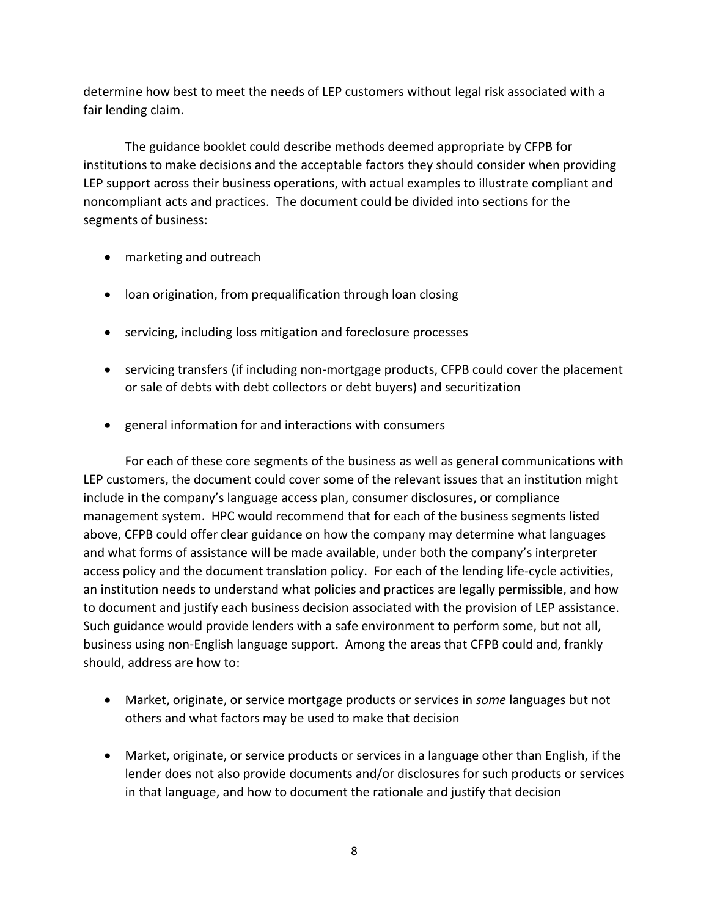determine how best to meet the needs of LEP customers without legal risk associated with a fair lending claim.

The guidance booklet could describe methods deemed appropriate by CFPB for institutions to make decisions and the acceptable factors they should consider when providing LEP support across their business operations, with actual examples to illustrate compliant and noncompliant acts and practices. The document could be divided into sections for the segments of business:

- marketing and outreach
- loan origination, from prequalification through loan closing
- servicing, including loss mitigation and foreclosure processes
- servicing transfers (if including non-mortgage products, CFPB could cover the placement or sale of debts with debt collectors or debt buyers) and securitization
- general information for and interactions with consumers

For each of these core segments of the business as well as general communications with LEP customers, the document could cover some of the relevant issues that an institution might include in the company's language access plan, consumer disclosures, or compliance management system. HPC would recommend that for each of the business segments listed above, CFPB could offer clear guidance on how the company may determine what languages and what forms of assistance will be made available, under both the company's interpreter access policy and the document translation policy. For each of the lending life-cycle activities, an institution needs to understand what policies and practices are legally permissible, and how to document and justify each business decision associated with the provision of LEP assistance. Such guidance would provide lenders with a safe environment to perform some, but not all, business using non-English language support. Among the areas that CFPB could and, frankly should, address are how to:

- Market, originate, or service mortgage products or services in *some* languages but not others and what factors may be used to make that decision
- Market, originate, or service products or services in a language other than English, if the lender does not also provide documents and/or disclosures for such products or services in that language, and how to document the rationale and justify that decision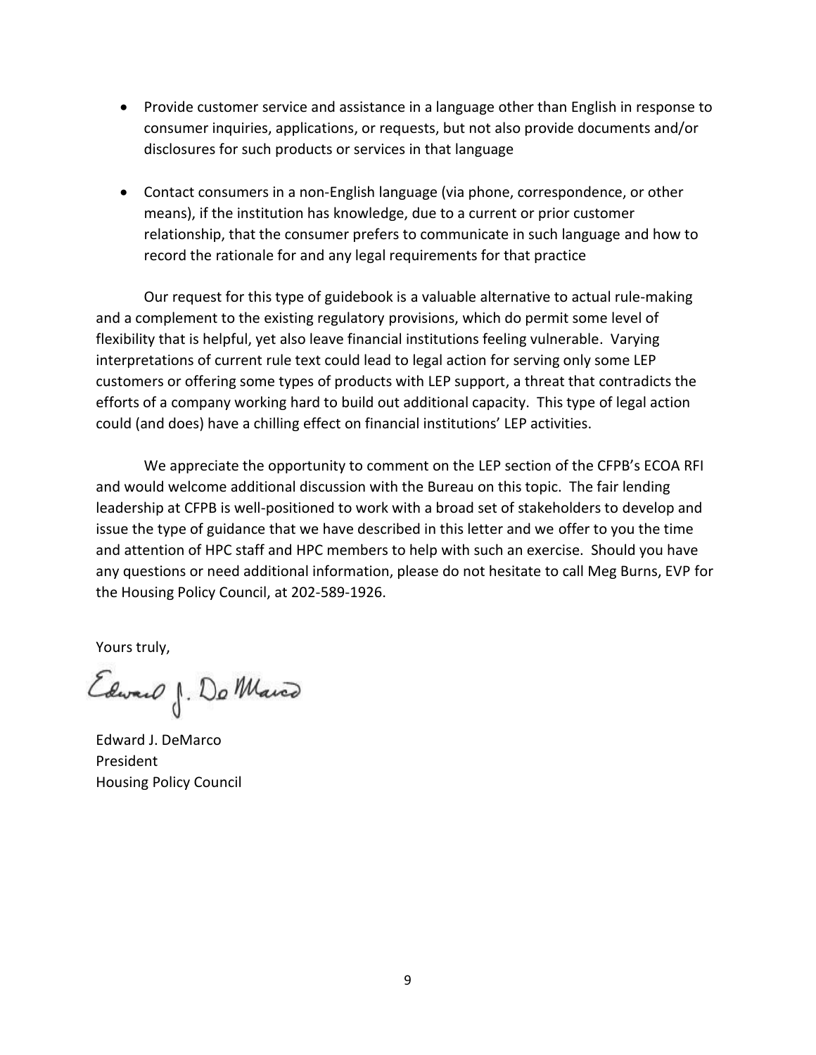- Provide customer service and assistance in a language other than English in response to consumer inquiries, applications, or requests, but not also provide documents and/or disclosures for such products or services in that language

- Contact consumers in a non-English language (via phone, correspondence, or other means), if the institution has knowledge, due to a current or prior customer relationship, that the consumer prefers to communicate in such language and how to record the rationale for and any legal requirements for that practice

Our request for this type of guidebook is a valuable alternative to actual rule-making and a complement to the existing regulatory provisions, which do permit some level of flexibility that is helpful, yet also leave financial institutions feeling vulnerable. Varying interpretations of current rule text could lead to legal action for serving only some LEP customers or offering some types of products with LEP support, a threat that contradicts the efforts of a company working hard to build out additional capacity. This type of legal action could (and does) have a chilling effect on financial institutions' LEP activities.

We appreciate the opportunity to comment on the LEP section of the CFPB's ECOA RFI and would welcome additional discussion with the Bureau on this topic. The fair lending leadership at CFPB is well-positioned to work with a broad set of stakeholders to develop and issue the type of guidance that we have described in this letter and we offer to you the time and attention of HPC staff and HPC members to help with such an exercise. Should you have any questions or need additional information, please do not hesitate to call Meg Burns, EVP for the Housing Policy Council, at 202-589-1926.

Yours truly,

Edward J. DeMarco

Edward J. DeMarco
President
Housing Policy Council